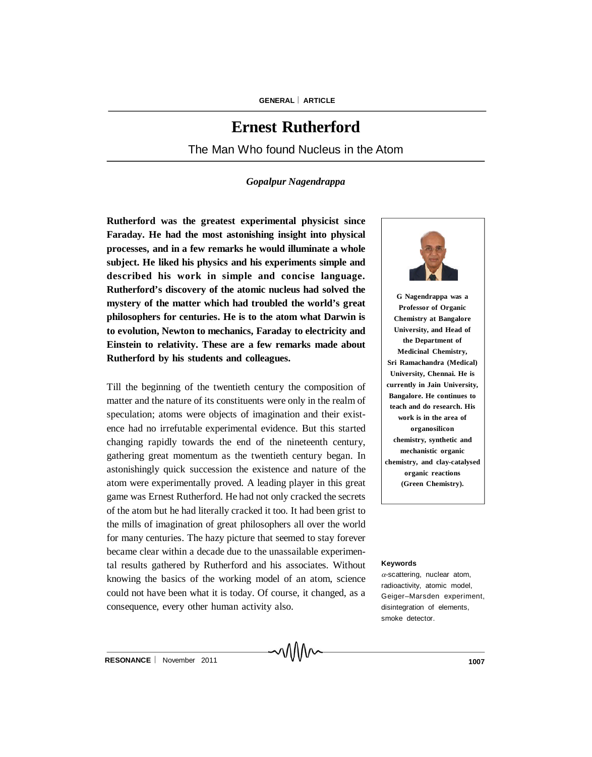# Ernest Rutherford

## The Man Who found Nucleus in the Atom

*Gopalpur Nagendrappa*

**Rutherford was the greatest experimental physicist since Faraday. He had the most astonishing insight into physical processes, and in a few remarks he would illuminate a whole subject. He liked his physics and his experiments simple and described his work in simple and concise language. Rutherford's discovery of the atomic nucleus had solved the mystery of the matter which had troubled the world's great philosophers for centuries. He is to the atom what Darwin is to evolution, Newton to mechanics, Faraday to electricity and Einstein to relativity. These are a few remarks made about Rutherford by his students and colleagues.**

**G Nagendrappa was a Professor of Organic Chemistry at Bangalore University, and Head of the Department of Medicinal Chemistry, Sri Ramachandra (Medical) University, Chennai. He is currently in Jain University, Bangalore. He continues to teach and do research. His work is in the area of organosilicon chemistry, synthetic and mechanistic organic chemistry, and clay-catalysed organic reactions (Green Chemistry).**

Till the beginning of the twentieth century the composition of matter and the nature of its constituents were only in the realm of speculation; atoms were objects of imagination and their existence had no irrefutable experimental evidence. But this started changing rapidly towards the end of the nineteenth century, gathering great momentum as the twentieth century began. In astonishingly quick succession the existence and nature of the atom were experimentally proved. A leading player in this great game was Ernest Rutherford. He had not only cracked the secrets of the atom but he had literally cracked it too. It had been grist to the mills of imagination of great philosophers all over the world for many centuries. The hazy picture that seemed to stay forever became clear within a decade due to the unassailable experimental results gathered by Rutherford and his associates. Without knowing the basics of the working model of an atom, science could not have been what it is today. Of course, it changed, as a consequence, every other human activity also.

**Keywords**

$\alpha$-scattering, nuclear atom, radioactivity, atomic model, Geiger–Marsden experiment, disintegration of elements, smoke detector.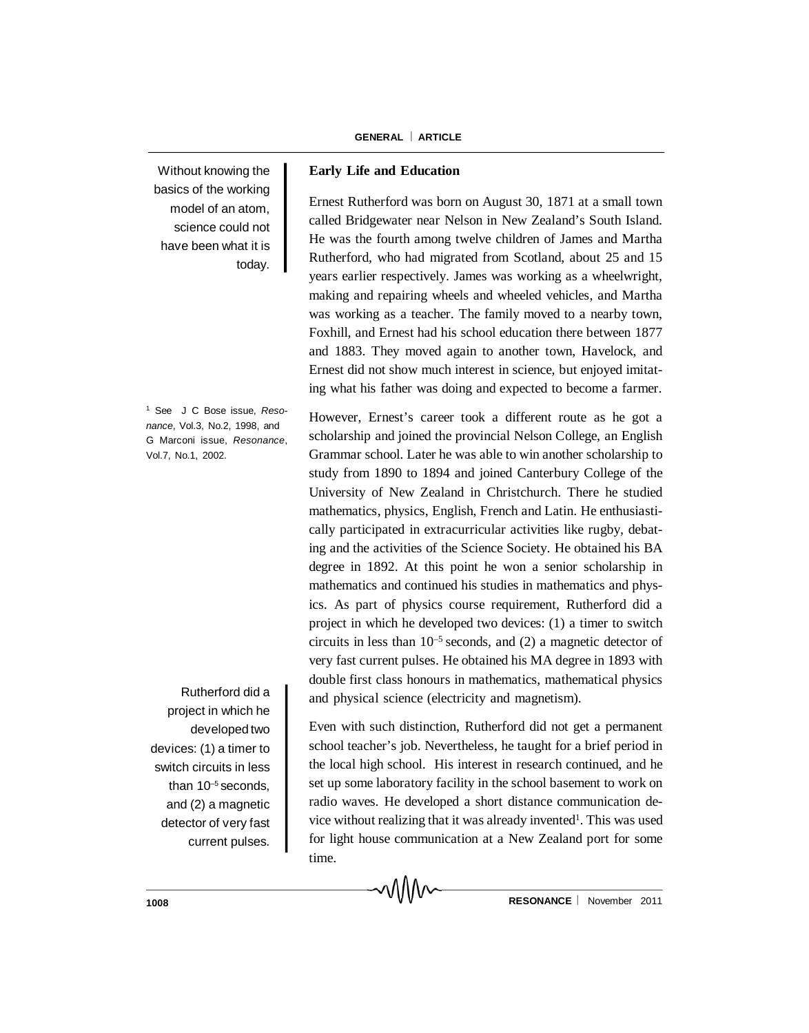Without knowing the basics of the working model of an atom, science could not have been what it is today.

## Early Life and Education

Ernest Rutherford was born on August 30, 1871 at a small town called Bridgewater near Nelson in New Zealand's South Island. He was the fourth among twelve children of James and Martha Rutherford, who had migrated from Scotland, about 25 and 15 years earlier respectively. James was working as a wheelwright, making and repairing wheels and wheeled vehicles, and Martha was working as a teacher. The family moved to a nearby town, Foxhill, and Ernest had his school education there between 1877 and 1883. They moved again to another town, Havelock, and Ernest did not show much interest in science, but enjoyed imitating what his father was doing and expected to become a farmer.

However, Ernest's career took a different route as he got a scholarship and joined the provincial Nelson College, an English Grammar school. Later he was able to win another scholarship to study from 1890 to 1894 and joined Canterbury College of the University of New Zealand in Christchurch. There he studied mathematics, physics, English, French and Latin. He enthusiastically participated in extracurricular activities like rugby, debating and the activities of the Science Society. He obtained his BA degree in 1892. At this point he won a senior scholarship in mathematics and continued his studies in mathematics and physics. As part of physics course requirement, Rutherford did a project in which he developed two devices: (1) a timer to switch circuits in less than $10^{-5}$ seconds, and (2) a magnetic detector of very fast current pulses. He obtained his MA degree in 1893 with double first class honours in mathematics, mathematical physics and physical science (electricity and magnetism).

Rutherford did a project in which he developed two devices: (1) a timer to switch circuits in less than $10^{-5}$ seconds, and (2) a magnetic detector of very fast current pulses.

Even with such distinction, Rutherford did not get a permanent school teacher's job. Nevertheless, he taught for a brief period in the local high school. His interest in research continued, and he set up some laboratory facility in the school basement to work on radio waves. He developed a short distance communication device without realizing that it was already invented[1]. This was used for light house communication at a New Zealand port for some time.

[1] See J C Bose issue, *Resonance*, Vol.3, No.2, 1998, and G Marconi issue, *Resonance*, Vol.7, No.1, 2002.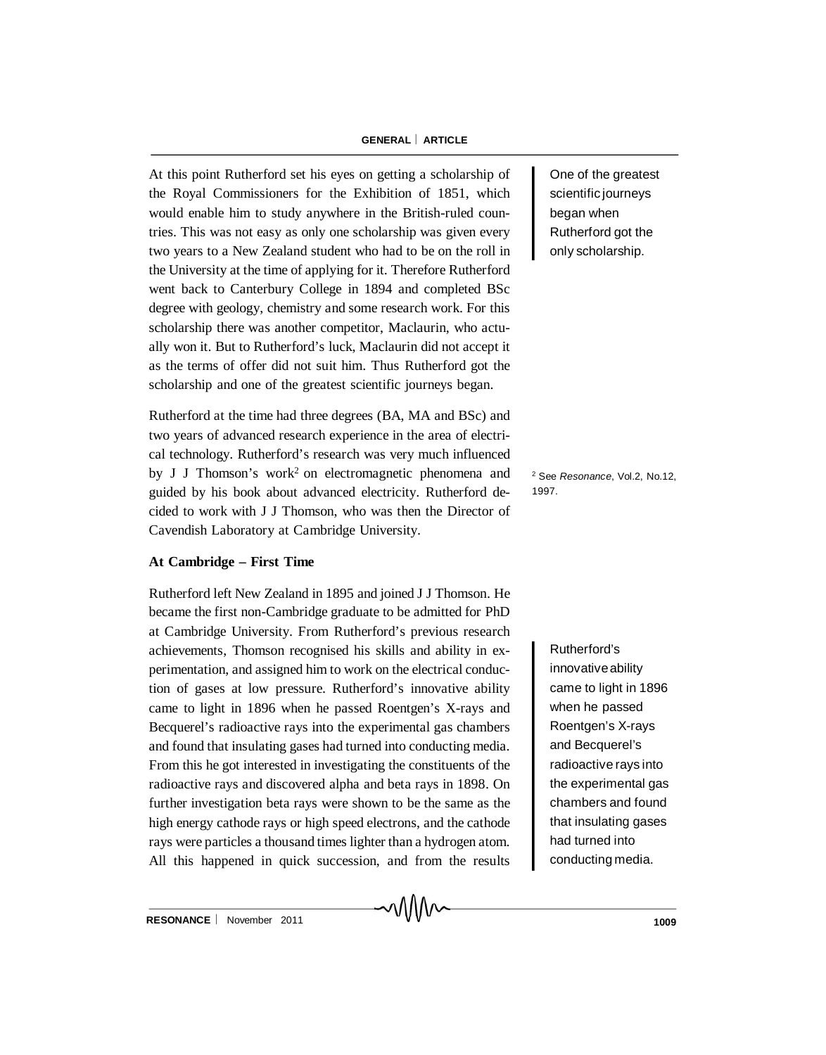At this point Rutherford set his eyes on getting a scholarship of the Royal Commissioners for the Exhibition of 1851, which would enable him to study anywhere in the British-ruled countries. This was not easy as only one scholarship was given every two years to a New Zealand student who had to be on the roll in the University at the time of applying for it. Therefore Rutherford went back to Canterbury College in 1894 and completed BSc degree with geology, chemistry and some research work. For this scholarship there was another competitor, Maclaurin, who actually won it. But to Rutherford's luck, Maclaurin did not accept it as the terms of offer did not suit him. Thus Rutherford got the scholarship and one of the greatest scientific journeys began.

> One of the greatest scientific journeys began when Rutherford got the only scholarship.

Rutherford at the time had three degrees (BA, MA and BSc) and two years of advanced research experience in the area of electrical technology. Rutherford's research was very much influenced by J J Thomson's work[2] on electromagnetic phenomena and guided by his book about advanced electricity. Rutherford decided to work with J J Thomson, who was then the Director of Cavendish Laboratory at Cambridge University.

[2] See *Resonance*, Vol.2, No.12, 1997.

**At Cambridge – First Time**

Rutherford left New Zealand in 1895 and joined J J Thomson. He became the first non-Cambridge graduate to be admitted for PhD at Cambridge University. From Rutherford's previous research achievements, Thomson recognised his skills and ability in experimentation, and assigned him to work on the electrical conduction of gases at low pressure. Rutherford's innovative ability came to light in 1896 when he passed Roentgen's X-rays and Becquerel's radioactive rays into the experimental gas chambers and found that insulating gases had turned into conducting media. From this he got interested in investigating the constituents of the radioactive rays and discovered alpha and beta rays in 1898. On further investigation beta rays were shown to be the same as the high energy cathode rays or high speed electrons, and the cathode rays were particles a thousand times lighter than a hydrogen atom. All this happened in quick succession, and from the results

> Rutherford's innovative ability came to light in 1896 when he passed Roentgen's X-rays and Becquerel's radioactive rays into the experimental gas chambers and found that insulating gases had turned into conducting media.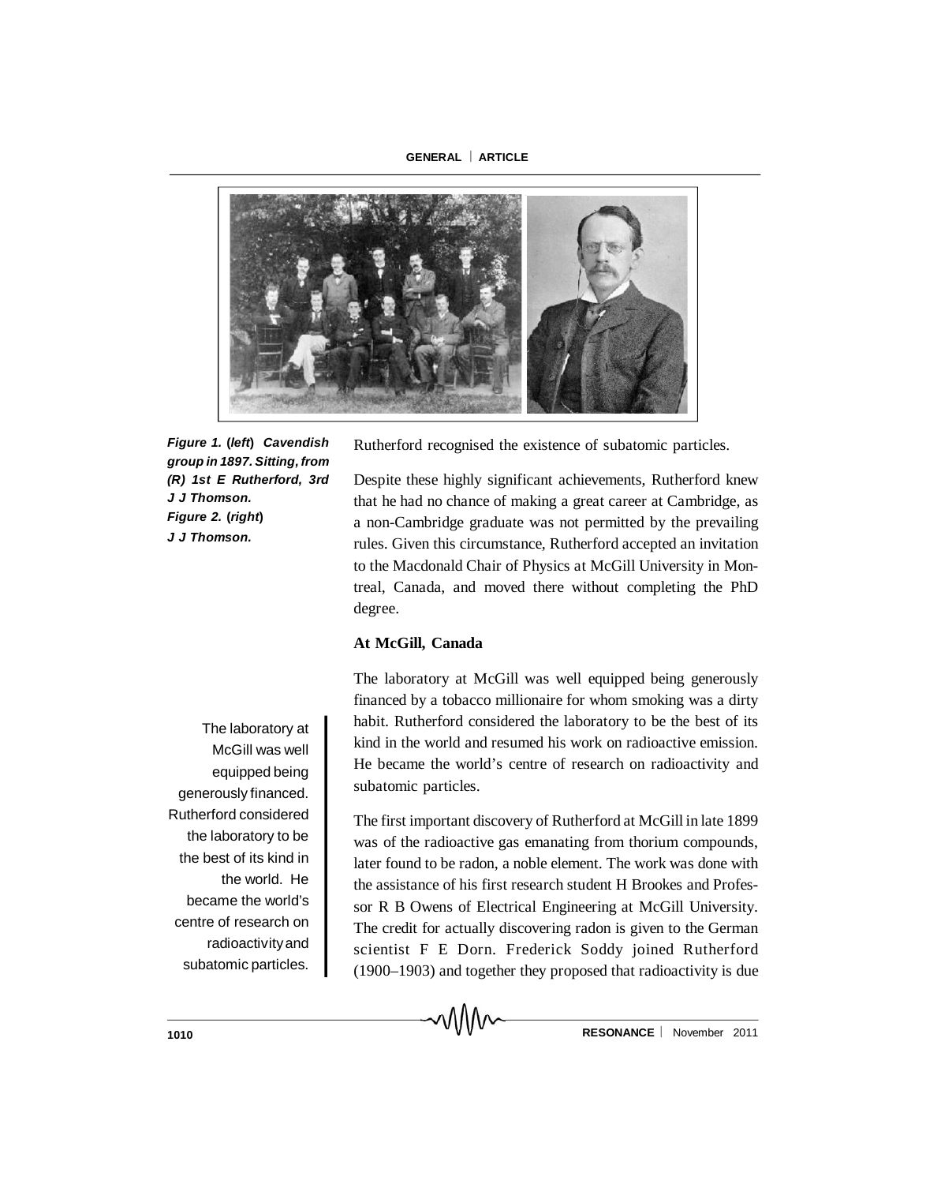*Figure 1.* (*left*) *Cavendish group in 1897. Sitting, from (R) 1st E Rutherford, 3rd J J Thomson.*
*Figure 2.* (*right*) *J J Thomson.*

Rutherford recognised the existence of subatomic particles.

Despite these highly significant achievements, Rutherford knew that he had no chance of making a great career at Cambridge, as a non-Cambridge graduate was not permitted by the prevailing rules. Given this circumstance, Rutherford accepted an invitation to the Macdonald Chair of Physics at McGill University in Montreal, Canada, and moved there without completing the PhD degree.

**At McGill, Canada**

The laboratory at McGill was well equipped being generously financed by a tobacco millionaire for whom smoking was a dirty habit. Rutherford considered the laboratory to be the best of its kind in the world and resumed his work on radioactive emission. He became the world's centre of research on radioactivity and subatomic particles.

> The laboratory at McGill was well equipped being generously financed. Rutherford considered the laboratory to be the best of its kind in the world. He became the world's centre of research on radioactivity and subatomic particles.

The first important discovery of Rutherford at McGill in late 1899 was of the radioactive gas emanating from thorium compounds, later found to be radon, a noble element. The work was done with the assistance of his first research student H Brookes and Professor R B Owens of Electrical Engineering at McGill University. The credit for actually discovering radon is given to the German scientist F E Dorn. Frederick Soddy joined Rutherford (1900–1903) and together they proposed that radioactivity is due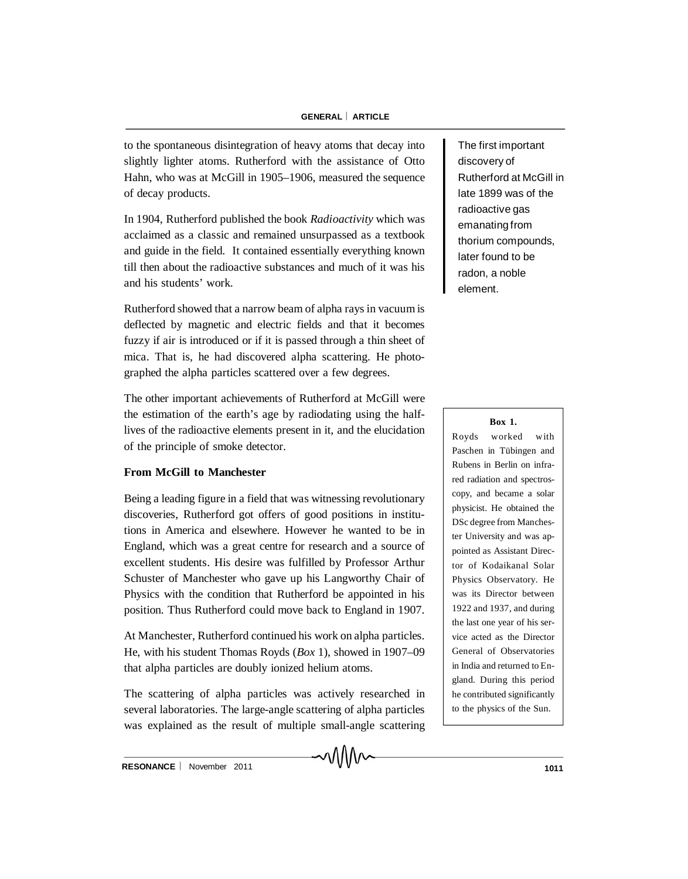to the spontaneous disintegration of heavy atoms that decay into slightly lighter atoms. Rutherford with the assistance of Otto Hahn, who was at McGill in 1905–1906, measured the sequence of decay products.

The first important discovery of Rutherford at McGill in late 1899 was of the radioactive gas emanating from thorium compounds, later found to be radon, a noble element.

In 1904, Rutherford published the book *Radioactivity* which was acclaimed as a classic and remained unsurpassed as a textbook and guide in the field. It contained essentially everything known till then about the radioactive substances and much of it was his and his students' work.

Rutherford showed that a narrow beam of alpha rays in vacuum is deflected by magnetic and electric fields and that it becomes fuzzy if air is introduced or if it is passed through a thin sheet of mica. That is, he had discovered alpha scattering. He photographed the alpha particles scattered over a few degrees.

The other important achievements of Rutherford at McGill were the estimation of the earth's age by radiodating using the half-lives of the radioactive elements present in it, and the elucidation of the principle of smoke detector.

**From McGill to Manchester**

Being a leading figure in a field that was witnessing revolutionary discoveries, Rutherford got offers of good positions in institutions in America and elsewhere. However he wanted to be in England, which was a great centre for research and a source of excellent students. His desire was fulfilled by Professor Arthur Schuster of Manchester who gave up his Langworthy Chair of Physics with the condition that Rutherford be appointed in his position. Thus Rutherford could move back to England in 1907.

At Manchester, Rutherford continued his work on alpha particles. He, with his student Thomas Royds (*Box* 1), showed in 1907–09 that alpha particles are doubly ionized helium atoms.

> **Box 1.**
>
> Royds worked with Paschen in Tübingen and Rubens in Berlin on infrared radiation and spectroscopy, and became a solar physicist. He obtained the DSc degree from Manchester University and was appointed as Assistant Director of Kodaikanal Solar Physics Observatory. He was its Director between 1922 and 1937, and during the last one year of his service acted as the Director General of Observatories in India and returned to England. During this period he contributed significantly to the physics of the Sun.

The scattering of alpha particles was actively researched in several laboratories. The large-angle scattering of alpha particles was explained as the result of multiple small-angle scattering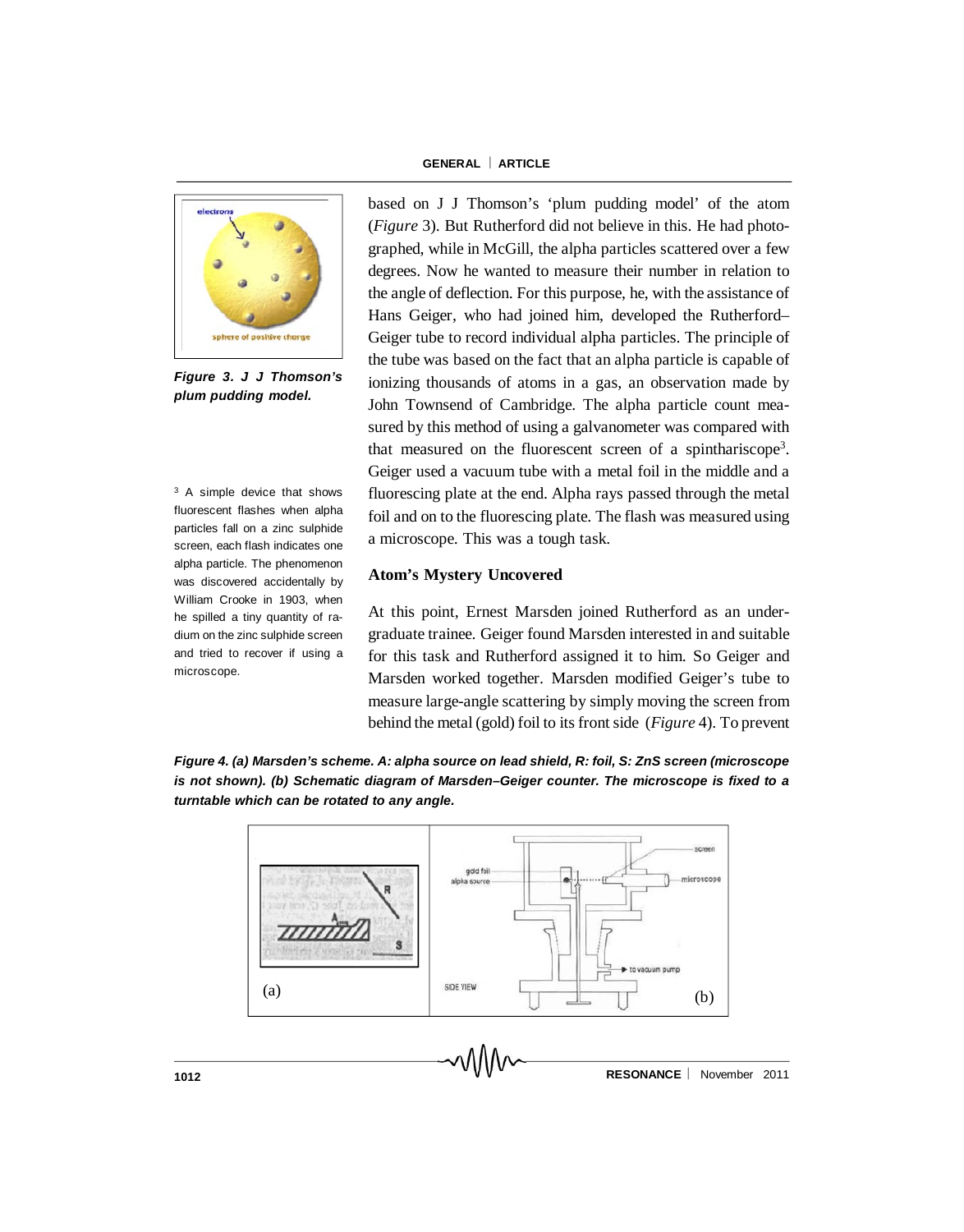based on J J Thomson's 'plum pudding model' of the atom (*Figure* 3). But Rutherford did not believe in this. He had photographed, while in McGill, the alpha particles scattered over a few degrees. Now he wanted to measure their number in relation to the angle of deflection. For this purpose, he, with the assistance of Hans Geiger, who had joined him, developed the Rutherford–Geiger tube to record individual alpha particles. The principle of the tube was based on the fact that an alpha particle is capable of ionizing thousands of atoms in a gas, an observation made by John Townsend of Cambridge. The alpha particle count measured by this method of using a galvanometer was compared with that measured on the fluorescent screen of a spinthariscope[3]. Geiger used a vacuum tube with a metal foil in the middle and a fluorescing plate at the end. Alpha rays passed through the metal foil and on to the fluorescing plate. The flash was measured using a microscope. This was a tough task.

***Figure 3. J J Thomson's plum pudding model.***

[3] A simple device that shows fluorescent flashes when alpha particles fall on a zinc sulphide screen, each flash indicates one alpha particle. The phenomenon was discovered accidentally by William Crooke in 1903, when he spilled a tiny quantity of radium on the zinc sulphide screen and tried to recover if using a microscope.

## Atom's Mystery Uncovered

At this point, Ernest Marsden joined Rutherford as an undergraduate trainee. Geiger found Marsden interested in and suitable for this task and Rutherford assigned it to him. So Geiger and Marsden worked together. Marsden modified Geiger's tube to measure large-angle scattering by simply moving the screen from behind the metal (gold) foil to its front side (*Figure* 4). To prevent

***Figure 4. (a) Marsden's scheme. A: alpha source on lead shield, R: foil, S: ZnS screen (microscope is not shown). (b) Schematic diagram of Marsden–Geiger counter. The microscope is fixed to a turntable which can be rotated to any angle.***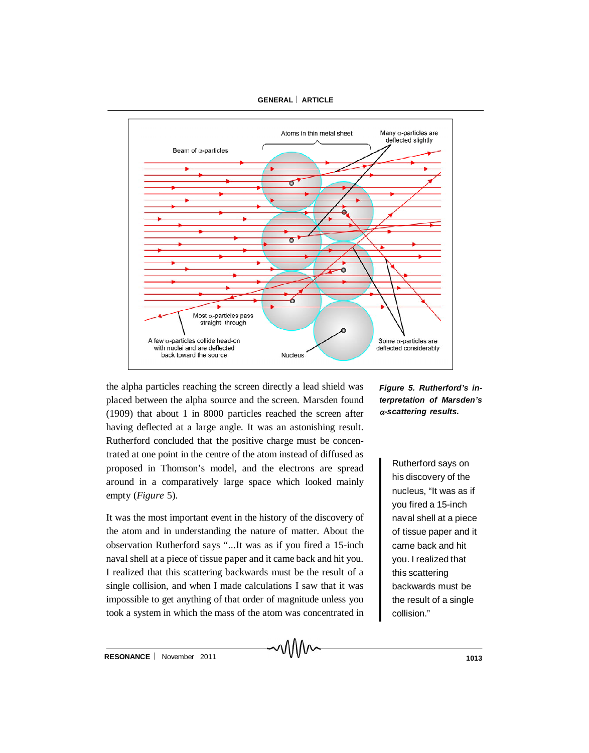the alpha particles reaching the screen directly a lead shield was placed between the alpha source and the screen. Marsden found (1909) that about 1 in 8000 particles reached the screen after having deflected at a large angle. It was an astonishing result. Rutherford concluded that the positive charge must be concentrated at one point in the centre of the atom instead of diffused as proposed in Thomson's model, and the electrons are spread around in a comparatively large space which looked mainly empty (*Figure* 5).

***Figure 5. Rutherford's interpretation of Marsden's $\alpha$-scattering results.***

It was the most important event in the history of the discovery of the atom and in understanding the nature of matter. About the observation Rutherford says "...It was as if you fired a 15-inch naval shell at a piece of tissue paper and it came back and hit you. I realized that this scattering backwards must be the result of a single collision, and when I made calculations I saw that it was impossible to get anything of that order of magnitude unless you took a system in which the mass of the atom was concentrated in

> Rutherford says on his discovery of the nucleus, "It was as if you fired a 15-inch naval shell at a piece of tissue paper and it came back and hit you. I realized that this scattering backwards must be the result of a single collision."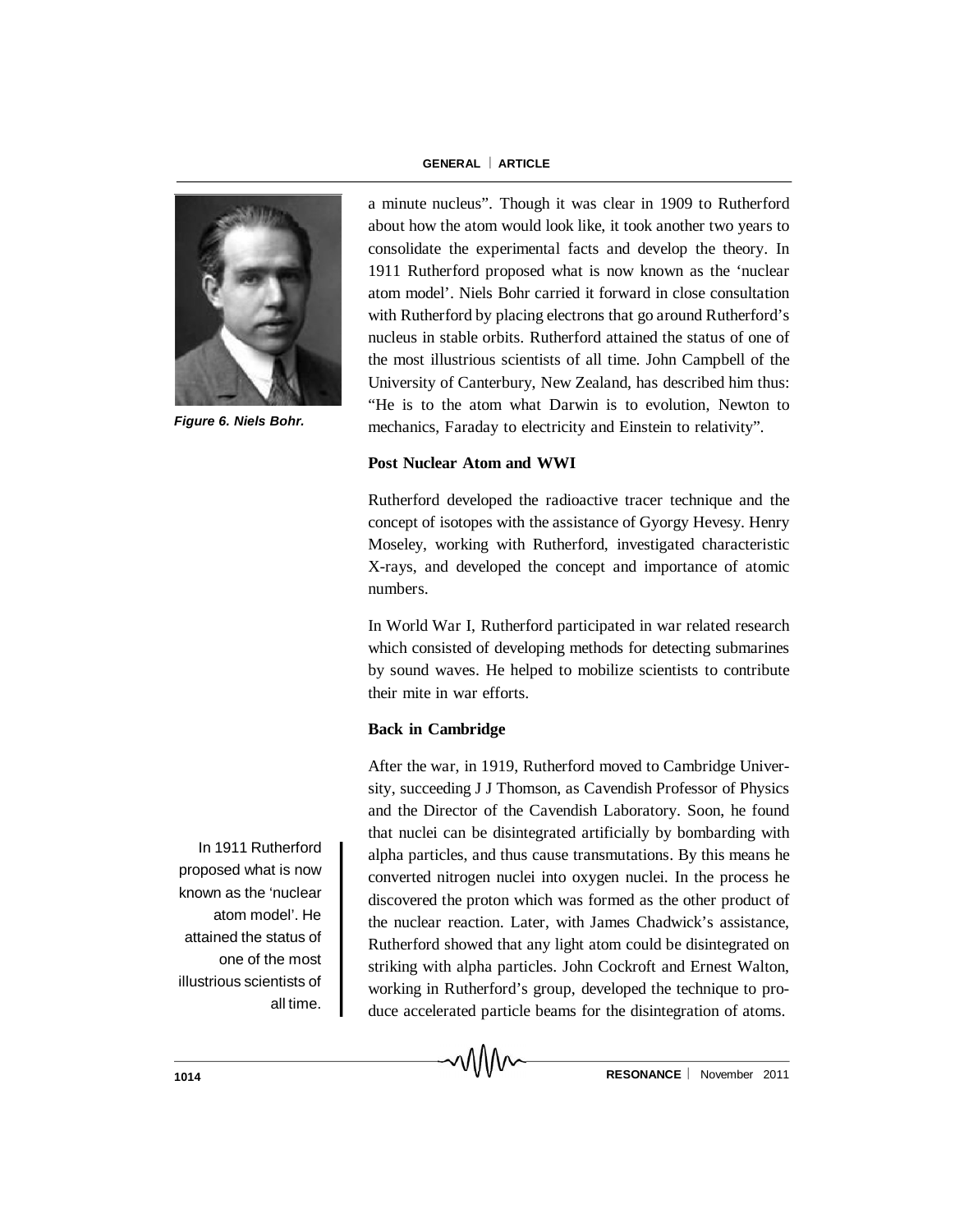Figure 6. Niels Bohr.

a minute nucleus". Though it was clear in 1909 to Rutherford about how the atom would look like, it took another two years to consolidate the experimental facts and develop the theory. In 1911 Rutherford proposed what is now known as the 'nuclear atom model'. Niels Bohr carried it forward in close consultation with Rutherford by placing electrons that go around Rutherford's nucleus in stable orbits. Rutherford attained the status of one of the most illustrious scientists of all time. John Campbell of the University of Canterbury, New Zealand, has described him thus: "He is to the atom what Darwin is to evolution, Newton to mechanics, Faraday to electricity and Einstein to relativity".

**Post Nuclear Atom and WWI**

Rutherford developed the radioactive tracer technique and the concept of isotopes with the assistance of Gyorgy Hevesy. Henry Moseley, working with Rutherford, investigated characteristic X-rays, and developed the concept and importance of atomic numbers.

In World War I, Rutherford participated in war related research which consisted of developing methods for detecting submarines by sound waves. He helped to mobilize scientists to contribute their mite in war efforts.

**Back in Cambridge**

After the war, in 1919, Rutherford moved to Cambridge University, succeeding J J Thomson, as Cavendish Professor of Physics and the Director of the Cavendish Laboratory. Soon, he found that nuclei can be disintegrated artificially by bombarding with alpha particles, and thus cause transmutations. By this means he converted nitrogen nuclei into oxygen nuclei. In the process he discovered the proton which was formed as the other product of the nuclear reaction. Later, with James Chadwick's assistance, Rutherford showed that any light atom could be disintegrated on striking with alpha particles. John Cockroft and Ernest Walton, working in Rutherford's group, developed the technique to produce accelerated particle beams for the disintegration of atoms.

In 1911 Rutherford proposed what is now known as the 'nuclear atom model'. He attained the status of one of the most illustrious scientists of all time.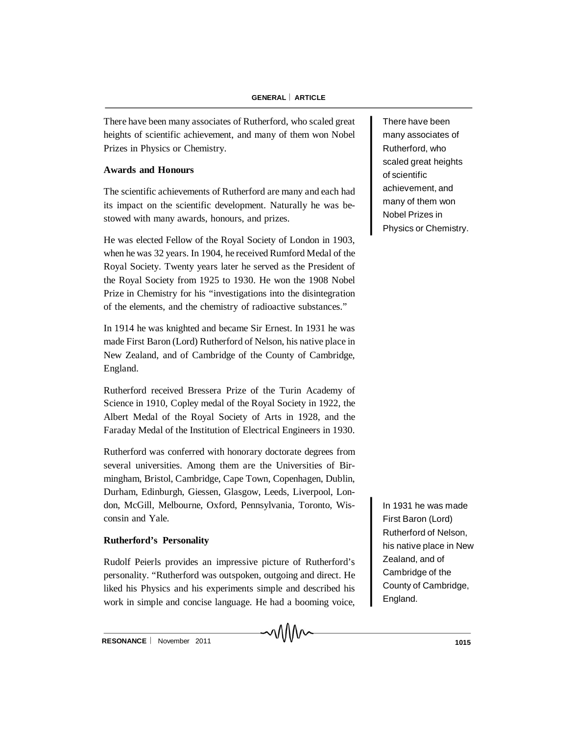There have been many associates of Rutherford, who scaled great heights of scientific achievement, and many of them won Nobel Prizes in Physics or Chemistry.

### Awards and Honours

The scientific achievements of Rutherford are many and each had its impact on the scientific development. Naturally he was bestowed with many awards, honours, and prizes.

He was elected Fellow of the Royal Society of London in 1903, when he was 32 years. In 1904, he received Rumford Medal of the Royal Society. Twenty years later he served as the President of the Royal Society from 1925 to 1930. He won the 1908 Nobel Prize in Chemistry for his "investigations into the disintegration of the elements, and the chemistry of radioactive substances."

In 1914 he was knighted and became Sir Ernest. In 1931 he was made First Baron (Lord) Rutherford of Nelson, his native place in New Zealand, and of Cambridge of the County of Cambridge, England.

Rutherford received Bressera Prize of the Turin Academy of Science in 1910, Copley medal of the Royal Society in 1922, the Albert Medal of the Royal Society of Arts in 1928, and the Faraday Medal of the Institution of Electrical Engineers in 1930.

Rutherford was conferred with honorary doctorate degrees from several universities. Among them are the Universities of Birmingham, Bristol, Cambridge, Cape Town, Copenhagen, Dublin, Durham, Edinburgh, Giessen, Glasgow, Leeds, Liverpool, London, McGill, Melbourne, Oxford, Pennsylvania, Toronto, Wisconsin and Yale.

### Rutherford's Personality

Rudolf Peierls provides an impressive picture of Rutherford's personality. "Rutherford was outspoken, outgoing and direct. He liked his Physics and his experiments simple and described his work in simple and concise language. He had a booming voice,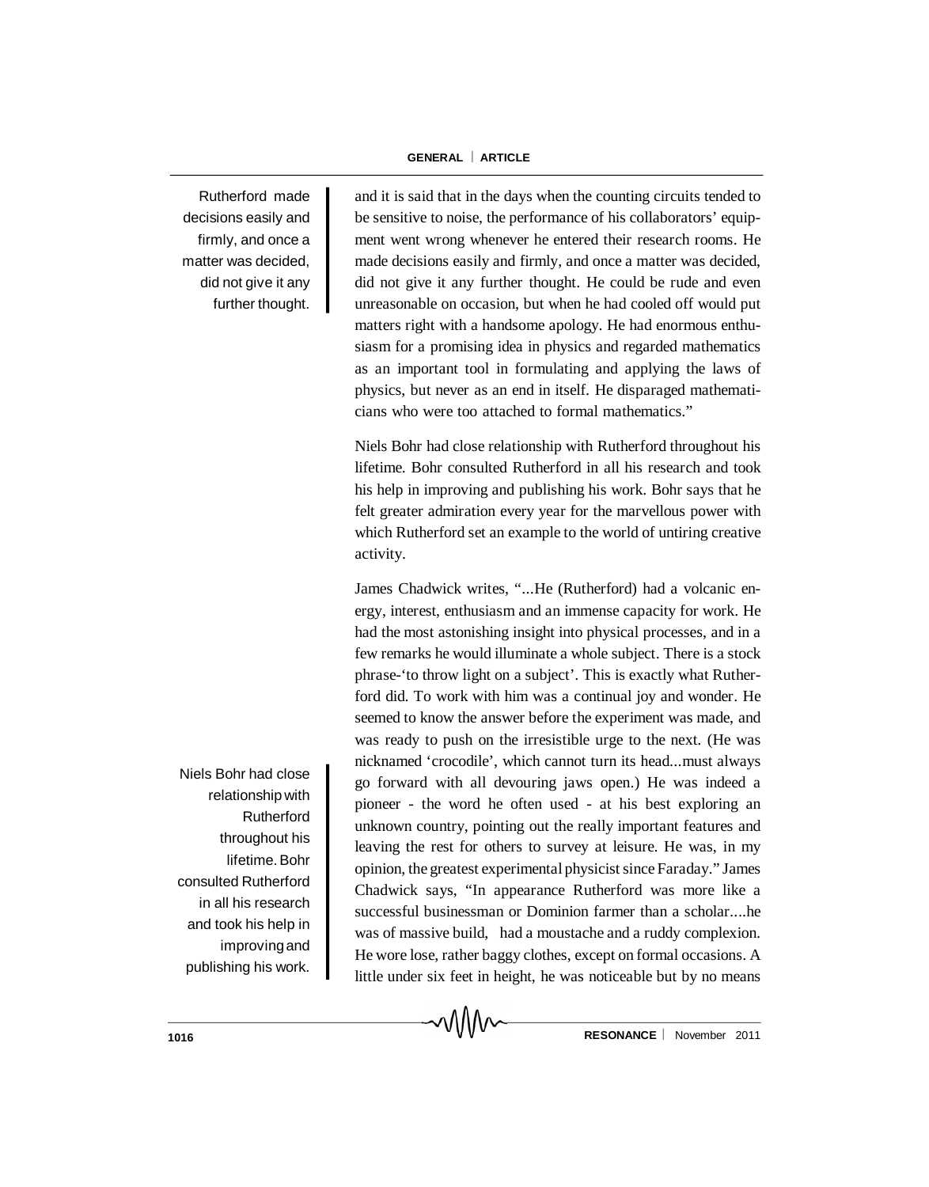and it is said that in the days when the counting circuits tended to be sensitive to noise, the performance of his collaborators' equipment went wrong whenever he entered their research rooms. He made decisions easily and firmly, and once a matter was decided, did not give it any further thought. He could be rude and even unreasonable on occasion, but when he had cooled off would put matters right with a handsome apology. He had enormous enthusiasm for a promising idea in physics and regarded mathematics as an important tool in formulating and applying the laws of physics, but never as an end in itself. He disparaged mathematicians who were too attached to formal mathematics."

> Rutherford made decisions easily and firmly, and once a matter was decided, did not give it any further thought.

Niels Bohr had close relationship with Rutherford throughout his lifetime. Bohr consulted Rutherford in all his research and took his help in improving and publishing his work. Bohr says that he felt greater admiration every year for the marvellous power with which Rutherford set an example to the world of untiring creative activity.

James Chadwick writes, "...He (Rutherford) had a volcanic energy, interest, enthusiasm and an immense capacity for work. He had the most astonishing insight into physical processes, and in a few remarks he would illuminate a whole subject. There is a stock phrase-'to throw light on a subject'. This is exactly what Rutherford did. To work with him was a continual joy and wonder. He seemed to know the answer before the experiment was made, and was ready to push on the irresistible urge to the next. (He was nicknamed 'crocodile', which cannot turn its head...must always go forward with all devouring jaws open.) He was indeed a pioneer - the word he often used - at his best exploring an unknown country, pointing out the really important features and leaving the rest for others to survey at leisure. He was, in my opinion, the greatest experimental physicist since Faraday." James Chadwick says, "In appearance Rutherford was more like a successful businessman or Dominion farmer than a scholar....he was of massive build, had a moustache and a ruddy complexion. He wore lose, rather baggy clothes, except on formal occasions. A little under six feet in height, he was noticeable but by no means

> Niels Bohr had close relationship with Rutherford throughout his lifetime. Bohr consulted Rutherford in all his research and took his help in improving and publishing his work.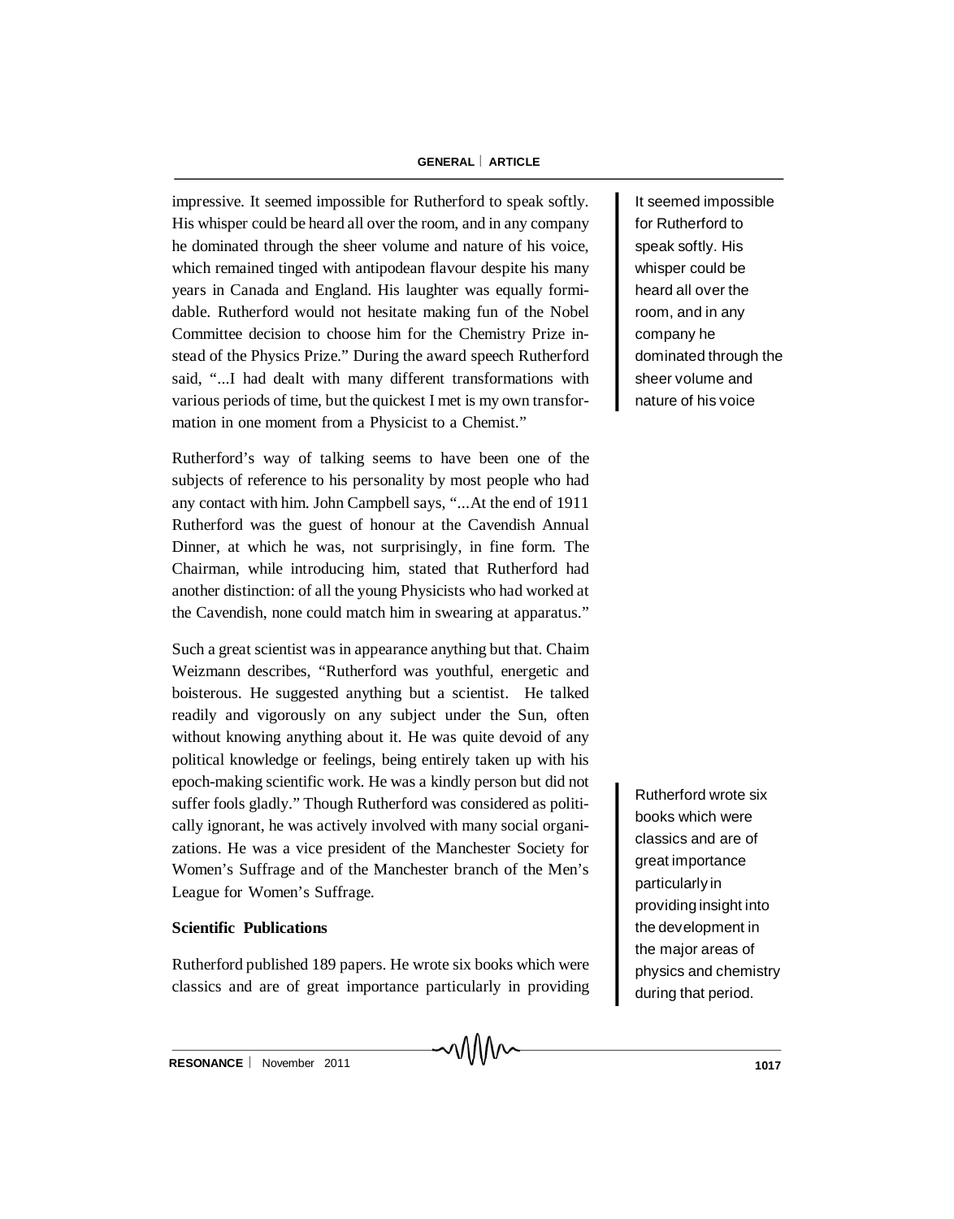impressive. It seemed impossible for Rutherford to speak softly. His whisper could be heard all over the room, and in any company he dominated through the sheer volume and nature of his voice, which remained tinged with antipodean flavour despite his many years in Canada and England. His laughter was equally formidable. Rutherford would not hesitate making fun of the Nobel Committee decision to choose him for the Chemistry Prize instead of the Physics Prize." During the award speech Rutherford said, "...I had dealt with many different transformations with various periods of time, but the quickest I met is my own transformation in one moment from a Physicist to a Chemist."

It seemed impossible for Rutherford to speak softly. His whisper could be heard all over the room, and in any company he dominated through the sheer volume and nature of his voice

Rutherford's way of talking seems to have been one of the subjects of reference to his personality by most people who had any contact with him. John Campbell says, "...At the end of 1911 Rutherford was the guest of honour at the Cavendish Annual Dinner, at which he was, not surprisingly, in fine form. The Chairman, while introducing him, stated that Rutherford had another distinction: of all the young Physicists who had worked at the Cavendish, none could match him in swearing at apparatus."

Such a great scientist was in appearance anything but that. Chaim Weizmann describes, "Rutherford was youthful, energetic and boisterous. He suggested anything but a scientist. He talked readily and vigorously on any subject under the Sun, often without knowing anything about it. He was quite devoid of any political knowledge or feelings, being entirely taken up with his epoch-making scientific work. He was a kindly person but did not suffer fools gladly." Though Rutherford was considered as politically ignorant, he was actively involved with many social organizations. He was a vice president of the Manchester Society for Women's Suffrage and of the Manchester branch of the Men's League for Women's Suffrage.

Rutherford wrote six books which were classics and are of great importance particularly in providing insight into the development in the major areas of physics and chemistry during that period.

**Scientific Publications**

Rutherford published 189 papers. He wrote six books which were classics and are of great importance particularly in providing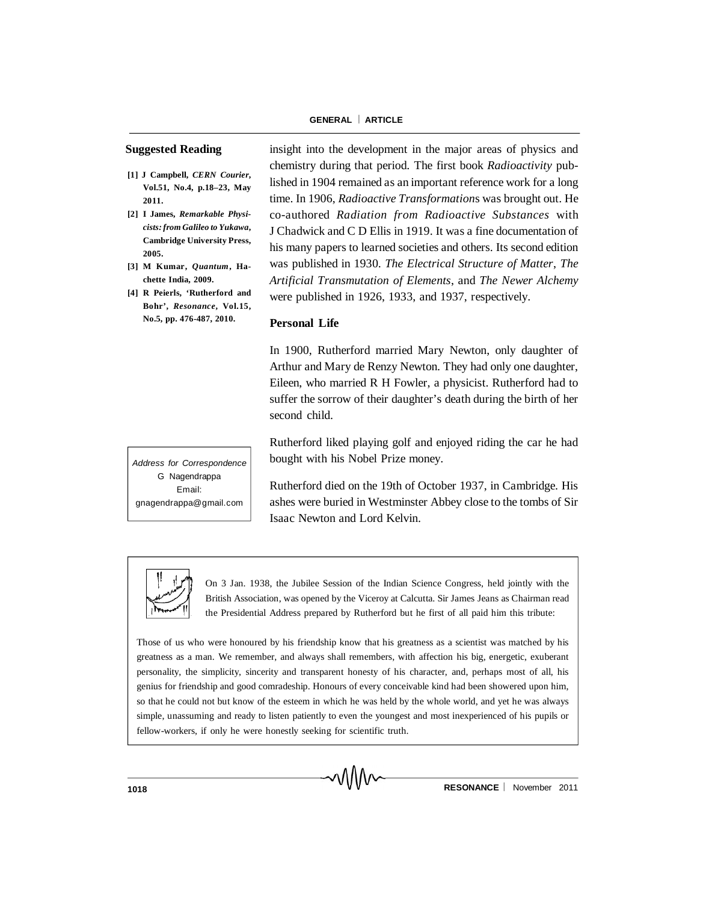insight into the development in the major areas of physics and chemistry during that period. The first book *Radioactivity* published in 1904 remained as an important reference work for a long time. In 1906, *Radioactive Transformation*s was brought out. He co-authored *Radiation from Radioactive Substances* with J Chadwick and C D Ellis in 1919. It was a fine documentation of his many papers to learned societies and others. Its second edition was published in 1930. *The Electrical Structure of Matter*, *The Artificial Transmutation of Elements*, and *The Newer Alchemy* were published in 1926, 1933, and 1937, respectively.

## Personal Life

In 1900, Rutherford married Mary Newton, only daughter of Arthur and Mary de Renzy Newton. They had only one daughter, Eileen, who married R H Fowler, a physicist. Rutherford had to suffer the sorrow of their daughter's death during the birth of her second child.

Rutherford liked playing golf and enjoyed riding the car he had bought with his Nobel Prize money.

Rutherford died on the 19th of October 1937, in Cambridge. His ashes were buried in Westminster Abbey close to the tombs of Sir Isaac Newton and Lord Kelvin.

## Suggested Reading

[1] J Campbell, *CERN Courier*, Vol.51, No.4, p.18–23, May 2011.

[2] I James, *Remarkable Physicists: from Galileo to Yukawa*, Cambridge University Press, 2005.

[3] M Kumar, *Quantum*, Hachette India, 2009.

[4] R Peierls, 'Rutherford and Bohr', *Resonance*, Vol.15, No.5, pp. 476-487, 2010.

*Address for Correspondence*
G Nagendrappa
Email:
gnagendrappa@gmail.com

On 3 Jan. 1938, the Jubilee Session of the Indian Science Congress, held jointly with the British Association, was opened by the Viceroy at Calcutta. Sir James Jeans as Chairman read the Presidential Address prepared by Rutherford but he first of all paid him this tribute:

Those of us who were honoured by his friendship know that his greatness as a scientist was matched by his greatness as a man. We remember, and always shall remembers, with affection his big, energetic, exuberant personality, the simplicity, sincerity and transparent honesty of his character, and, perhaps most of all, his genius for friendship and good comradeship. Honours of every conceivable kind had been showered upon him, so that he could not but know of the esteem in which he was held by the whole world, and yet he was always simple, unassuming and ready to listen patiently to even the youngest and most inexperienced of his pupils or fellow-workers, if only he were honestly seeking for scientific truth.